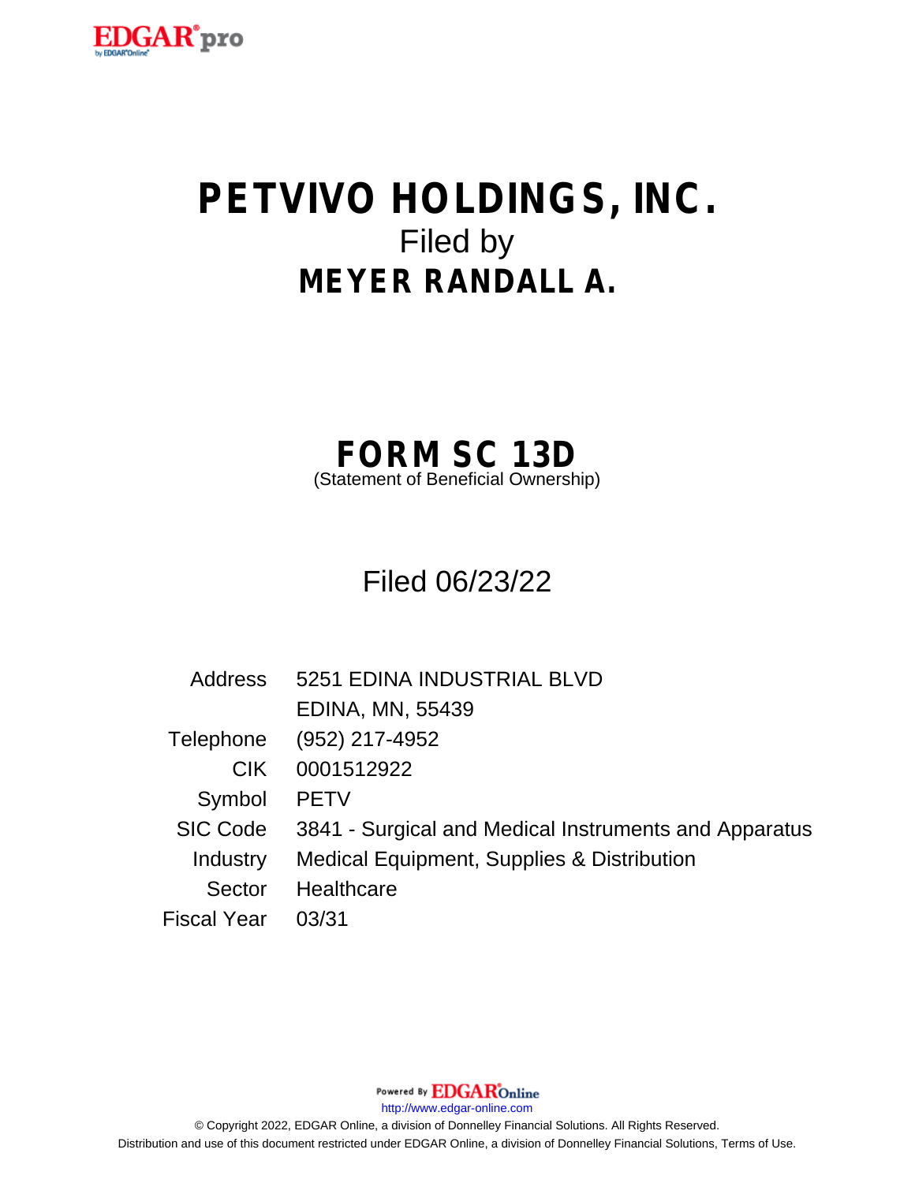# PETVIVO HOLDINGS, INC.

Filed by

## MEYER RANDALL A.

## FORM SC 13D

(Statement of Beneficial Ownership)

Filed 06/23/22

| | |
|---|---|
| Address | 5251 EDINA INDUSTRIAL BLVD<br>EDINA, MN, 55439 |
| Telephone | (952) 217-4952 |
| CIK | 0001512922 |
| Symbol | PETV |
| SIC Code | 3841 - Surgical and Medical Instruments and Apparatus |
| Industry | Medical Equipment, Supplies & Distribution |
| Sector | Healthcare |
| Fiscal Year | 03/31 |

Powered By EDGAR Online

http://www.edgar-online.com

© Copyright 2022, EDGAR Online, a division of Donnelley Financial Solutions. All Rights Reserved.

Distribution and use of this document restricted under EDGAR Online, a division of Donnelley Financial Solutions, Terms of Use.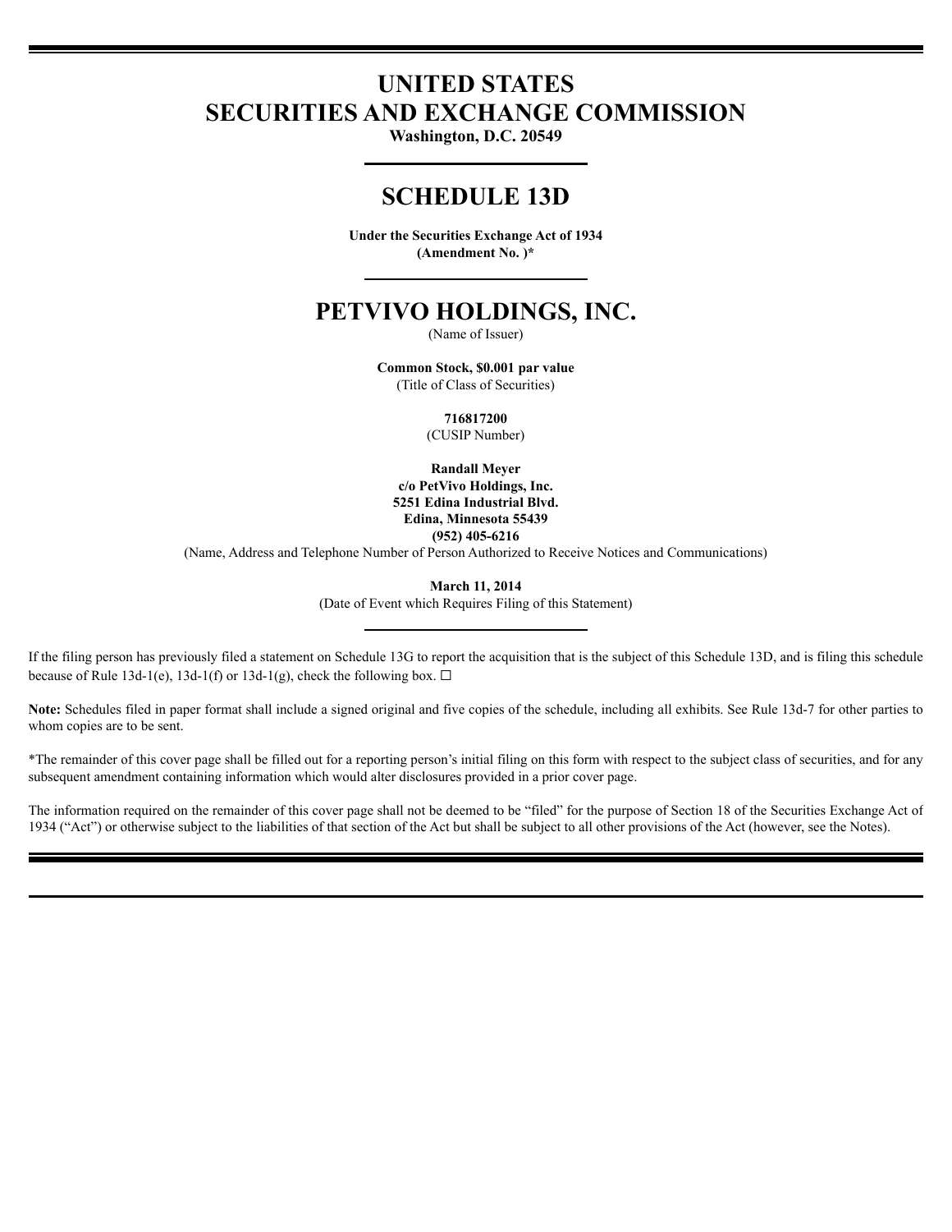# UNITED STATES
# SECURITIES AND EXCHANGE COMMISSION

**Washington, D.C. 20549**

# SCHEDULE 13D

**Under the Securities Exchange Act of 1934**
**(Amendment No. )***

# PETVIVO HOLDINGS, INC.

(Name of Issuer)

**Common Stock, $0.001 par value**
(Title of Class of Securities)

**716817200**
(CUSIP Number)

**Randall Meyer**
**c/o PetVivo Holdings, Inc.**
**5251 Edina Industrial Blvd.**
**Edina, Minnesota 55439**
**(952) 405-6216**
(Name, Address and Telephone Number of Person Authorized to Receive Notices and Communications)

**March 11, 2014**
(Date of Event which Requires Filing of this Statement)

If the filing person has previously filed a statement on Schedule 13G to report the acquisition that is the subject of this Schedule 13D, and is filing this schedule because of Rule 13d-1(e), 13d-1(f) or 13d-1(g), check the following box. ☐

**Note:** Schedules filed in paper format shall include a signed original and five copies of the schedule, including all exhibits. See Rule 13d-7 for other parties to whom copies are to be sent.

*The remainder of this cover page shall be filled out for a reporting person's initial filing on this form with respect to the subject class of securities, and for any subsequent amendment containing information which would alter disclosures provided in a prior cover page.

The information required on the remainder of this cover page shall not be deemed to be "filed" for the purpose of Section 18 of the Securities Exchange Act of 1934 ("Act") or otherwise subject to the liabilities of that section of the Act but shall be subject to all other provisions of the Act (however, see the Notes).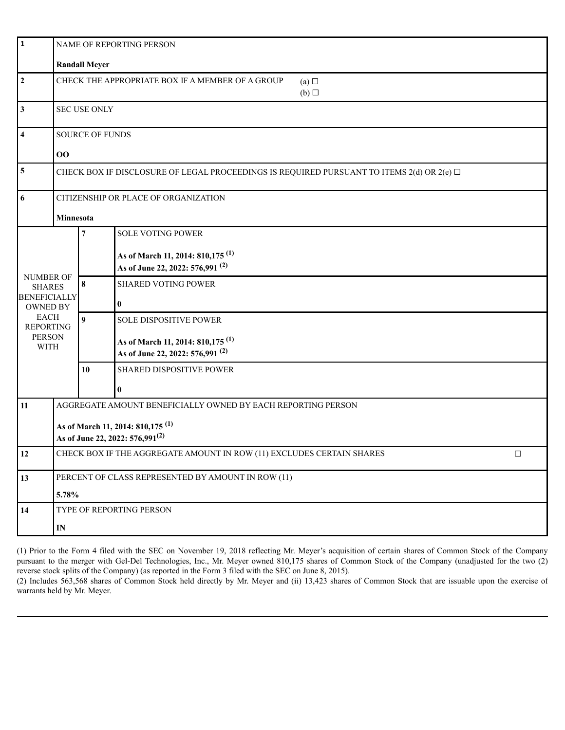| | | | |
|---|---|---|---|
| 1 | NAME OF REPORTING PERSON<br><br>**Randall Meyer** | | |
| 2 | CHECK THE APPROPRIATE BOX IF A MEMBER OF A GROUP (a) ☐<br>(b) ☐ | | |
| 3 | SEC USE ONLY | | |
| 4 | SOURCE OF FUNDS<br><br>**OO** | | |
| 5 | CHECK BOX IF DISCLOSURE OF LEGAL PROCEEDINGS IS REQUIRED PURSUANT TO ITEMS 2(d) OR 2(e) ☐ | | |
| 6 | CITIZENSHIP OR PLACE OF ORGANIZATION<br><br>**Minnesota** | | |
| NUMBER OF SHARES BENEFICIALLY OWNED BY EACH REPORTING PERSON WITH | | 7 | SOLE VOTING POWER<br><br>**As of March 11, 2014: 810,175 (1)**<br>**As of June 22, 2022: 576,991 (2)** |
| | | 8 | SHARED VOTING POWER<br><br>**0** |
| | | 9 | SOLE DISPOSITIVE POWER<br><br>**As of March 11, 2014: 810,175 (1)**<br>**As of June 22, 2022: 576,991 (2)** |
| | | 10 | SHARED DISPOSITIVE POWER<br><br>**0** |
| 11 | AGGREGATE AMOUNT BENEFICIALLY OWNED BY EACH REPORTING PERSON<br><br>**As of March 11, 2014: 810,175 (1)**<br>**As of June 22, 2022: 576,991(2)** | | |
| 12 | CHECK BOX IF THE AGGREGATE AMOUNT IN ROW (11) EXCLUDES CERTAIN SHARES ☐ | | |
| 13 | PERCENT OF CLASS REPRESENTED BY AMOUNT IN ROW (11)<br><br>**5.78%** | | |
| 14 | TYPE OF REPORTING PERSON<br><br>**IN** | | |

(1) Prior to the Form 4 filed with the SEC on November 19, 2018 reflecting Mr. Meyer's acquisition of certain shares of Common Stock of the Company pursuant to the merger with Gel-Del Technologies, Inc., Mr. Meyer owned 810,175 shares of Common Stock of the Company (unadjusted for the two (2) reverse stock splits of the Company) (as reported in the Form 3 filed with the SEC on June 8, 2015).

(2) Includes 563,568 shares of Common Stock held directly by Mr. Meyer and (ii) 13,423 shares of Common Stock that are issuable upon the exercise of warrants held by Mr. Meyer.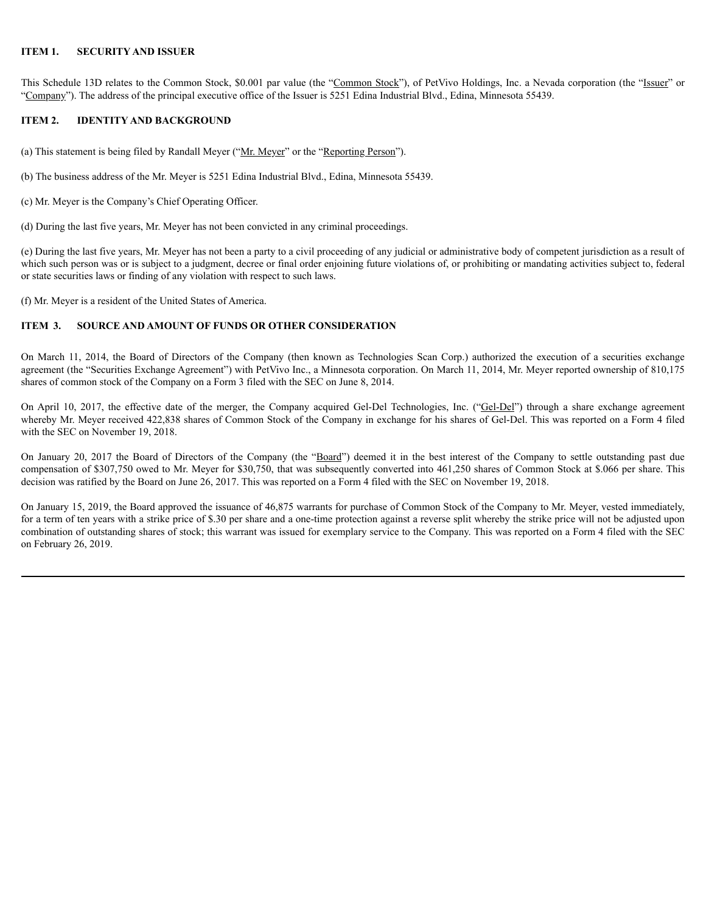## ITEM 1. SECURITY AND ISSUER

This Schedule 13D relates to the Common Stock, $0.001 par value (the "Common Stock"), of PetVivo Holdings, Inc. a Nevada corporation (the "Issuer" or "Company"). The address of the principal executive office of the Issuer is 5251 Edina Industrial Blvd., Edina, Minnesota 55439.

## ITEM 2. IDENTITY AND BACKGROUND

(a) This statement is being filed by Randall Meyer ("Mr. Meyer" or the "Reporting Person").

(b) The business address of the Mr. Meyer is 5251 Edina Industrial Blvd., Edina, Minnesota 55439.

(c) Mr. Meyer is the Company's Chief Operating Officer.

(d) During the last five years, Mr. Meyer has not been convicted in any criminal proceedings.

(e) During the last five years, Mr. Meyer has not been a party to a civil proceeding of any judicial or administrative body of competent jurisdiction as a result of which such person was or is subject to a judgment, decree or final order enjoining future violations of, or prohibiting or mandating activities subject to, federal or state securities laws or finding of any violation with respect to such laws.

(f) Mr. Meyer is a resident of the United States of America.

## ITEM 3. SOURCE AND AMOUNT OF FUNDS OR OTHER CONSIDERATION

On March 11, 2014, the Board of Directors of the Company (then known as Technologies Scan Corp.) authorized the execution of a securities exchange agreement (the "Securities Exchange Agreement") with PetVivo Inc., a Minnesota corporation. On March 11, 2014, Mr. Meyer reported ownership of 810,175 shares of common stock of the Company on a Form 3 filed with the SEC on June 8, 2014.

On April 10, 2017, the effective date of the merger, the Company acquired Gel-Del Technologies, Inc. ("Gel-Del") through a share exchange agreement whereby Mr. Meyer received 422,838 shares of Common Stock of the Company in exchange for his shares of Gel-Del. This was reported on a Form 4 filed with the SEC on November 19, 2018.

On January 20, 2017 the Board of Directors of the Company (the "Board") deemed it in the best interest of the Company to settle outstanding past due compensation of $307,750 owed to Mr. Meyer for $30,750, that was subsequently converted into 461,250 shares of Common Stock at $.066 per share. This decision was ratified by the Board on June 26, 2017. This was reported on a Form 4 filed with the SEC on November 19, 2018.

On January 15, 2019, the Board approved the issuance of 46,875 warrants for purchase of Common Stock of the Company to Mr. Meyer, vested immediately, for a term of ten years with a strike price of $.30 per share and a one-time protection against a reverse split whereby the strike price will not be adjusted upon combination of outstanding shares of stock; this warrant was issued for exemplary service to the Company. This was reported on a Form 4 filed with the SEC on February 26, 2019.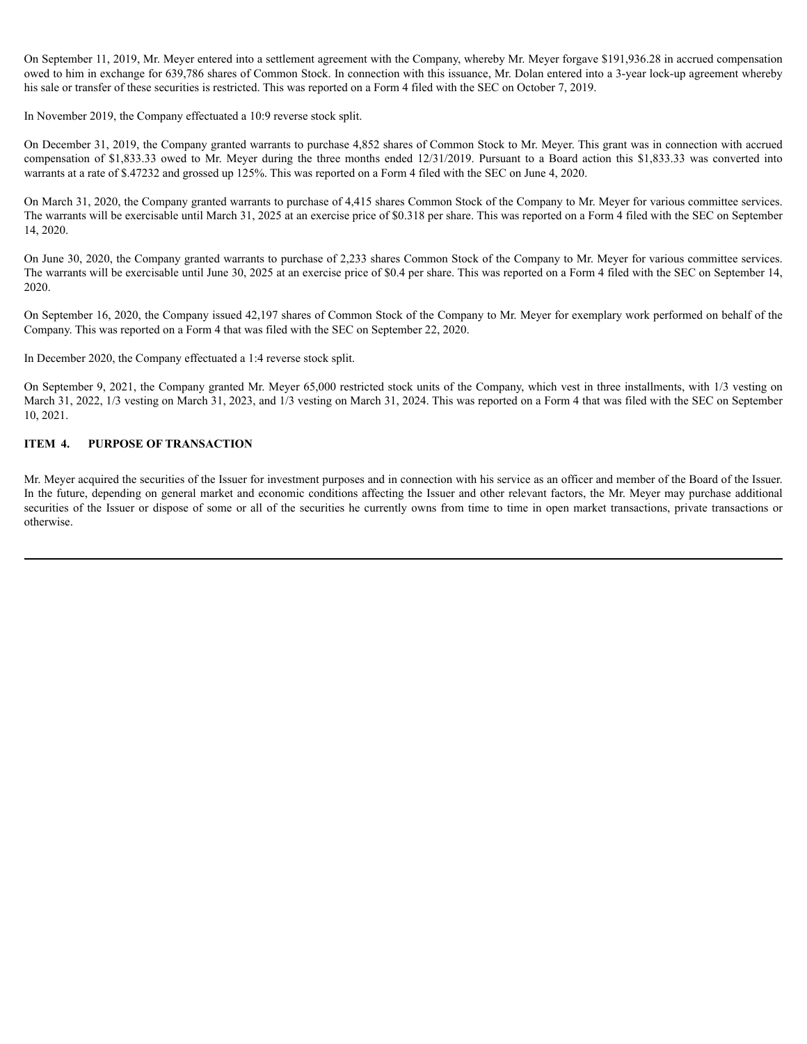On September 11, 2019, Mr. Meyer entered into a settlement agreement with the Company, whereby Mr. Meyer forgave $191,936.28 in accrued compensation owed to him in exchange for 639,786 shares of Common Stock. In connection with this issuance, Mr. Dolan entered into a 3-year lock-up agreement whereby his sale or transfer of these securities is restricted. This was reported on a Form 4 filed with the SEC on October 7, 2019.

In November 2019, the Company effectuated a 10:9 reverse stock split.

On December 31, 2019, the Company granted warrants to purchase 4,852 shares of Common Stock to Mr. Meyer. This grant was in connection with accrued compensation of $1,833.33 owed to Mr. Meyer during the three months ended 12/31/2019. Pursuant to a Board action this $1,833.33 was converted into warrants at a rate of $.47232 and grossed up 125%. This was reported on a Form 4 filed with the SEC on June 4, 2020.

On March 31, 2020, the Company granted warrants to purchase of 4,415 shares Common Stock of the Company to Mr. Meyer for various committee services. The warrants will be exercisable until March 31, 2025 at an exercise price of $0.318 per share. This was reported on a Form 4 filed with the SEC on September 14, 2020.

On June 30, 2020, the Company granted warrants to purchase of 2,233 shares Common Stock of the Company to Mr. Meyer for various committee services. The warrants will be exercisable until June 30, 2025 at an exercise price of $0.4 per share. This was reported on a Form 4 filed with the SEC on September 14, 2020.

On September 16, 2020, the Company issued 42,197 shares of Common Stock of the Company to Mr. Meyer for exemplary work performed on behalf of the Company. This was reported on a Form 4 that was filed with the SEC on September 22, 2020.

In December 2020, the Company effectuated a 1:4 reverse stock split.

On September 9, 2021, the Company granted Mr. Meyer 65,000 restricted stock units of the Company, which vest in three installments, with 1/3 vesting on March 31, 2022, 1/3 vesting on March 31, 2023, and 1/3 vesting on March 31, 2024. This was reported on a Form 4 that was filed with the SEC on September 10, 2021.

## ITEM 4. PURPOSE OF TRANSACTION

Mr. Meyer acquired the securities of the Issuer for investment purposes and in connection with his service as an officer and member of the Board of the Issuer. In the future, depending on general market and economic conditions affecting the Issuer and other relevant factors, the Mr. Meyer may purchase additional securities of the Issuer or dispose of some or all of the securities he currently owns from time to time in open market transactions, private transactions or otherwise.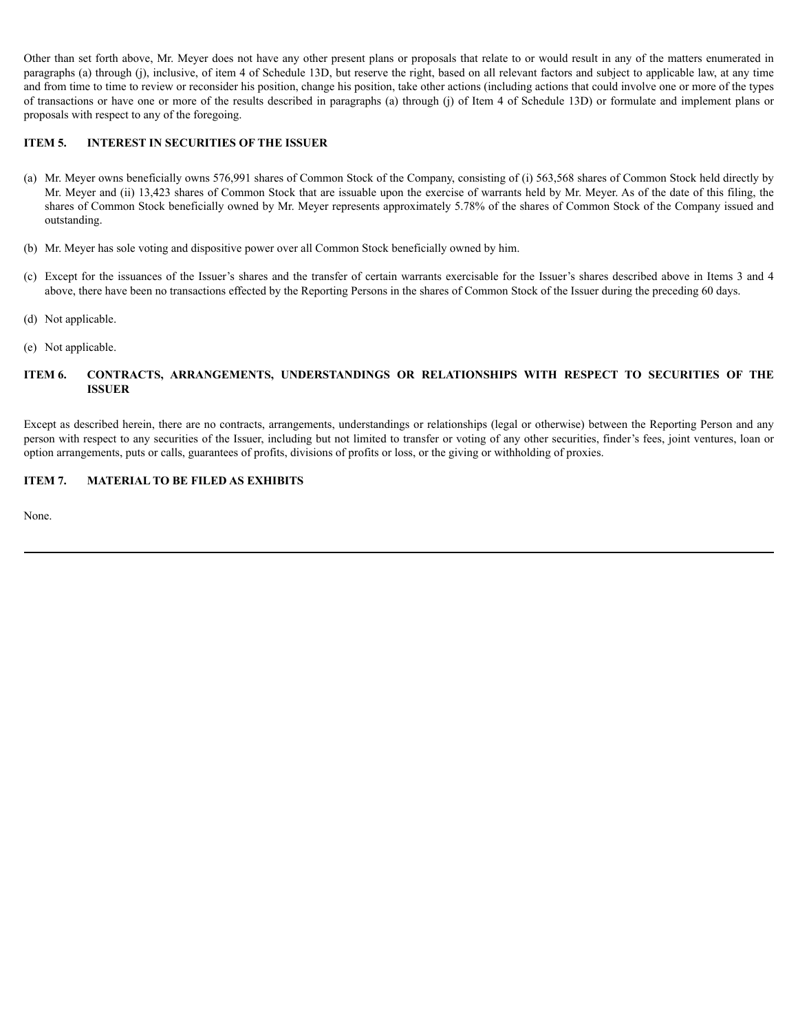Other than set forth above, Mr. Meyer does not have any other present plans or proposals that relate to or would result in any of the matters enumerated in paragraphs (a) through (j), inclusive, of item 4 of Schedule 13D, but reserve the right, based on all relevant factors and subject to applicable law, at any time and from time to time to review or reconsider his position, change his position, take other actions (including actions that could involve one or more of the types of transactions or have one or more of the results described in paragraphs (a) through (j) of Item 4 of Schedule 13D) or formulate and implement plans or proposals with respect to any of the foregoing.

## ITEM 5. INTEREST IN SECURITIES OF THE ISSUER

(a) Mr. Meyer owns beneficially owns 576,991 shares of Common Stock of the Company, consisting of (i) 563,568 shares of Common Stock held directly by Mr. Meyer and (ii) 13,423 shares of Common Stock that are issuable upon the exercise of warrants held by Mr. Meyer. As of the date of this filing, the shares of Common Stock beneficially owned by Mr. Meyer represents approximately 5.78% of the shares of Common Stock of the Company issued and outstanding.

(b) Mr. Meyer has sole voting and dispositive power over all Common Stock beneficially owned by him.

(c) Except for the issuances of the Issuer's shares and the transfer of certain warrants exercisable for the Issuer's shares described above in Items 3 and 4 above, there have been no transactions effected by the Reporting Persons in the shares of Common Stock of the Issuer during the preceding 60 days.

(d) Not applicable.

(e) Not applicable.

## ITEM 6. CONTRACTS, ARRANGEMENTS, UNDERSTANDINGS OR RELATIONSHIPS WITH RESPECT TO SECURITIES OF THE ISSUER

Except as described herein, there are no contracts, arrangements, understandings or relationships (legal or otherwise) between the Reporting Person and any person with respect to any securities of the Issuer, including but not limited to transfer or voting of any other securities, finder's fees, joint ventures, loan or option arrangements, puts or calls, guarantees of profits, divisions of profits or loss, or the giving or withholding of proxies.

## ITEM 7. MATERIAL TO BE FILED AS EXHIBITS

None.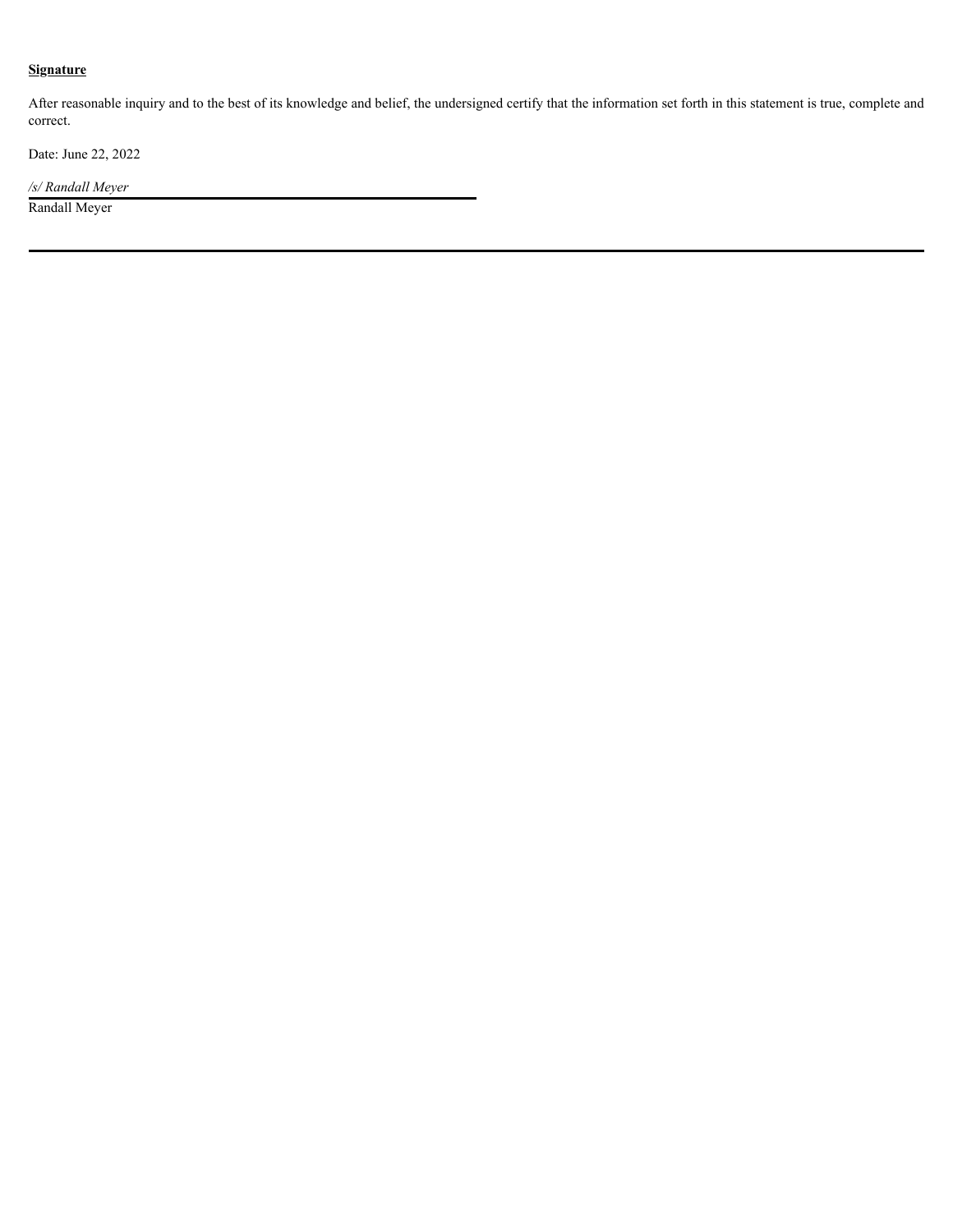**Signature**

After reasonable inquiry and to the best of its knowledge and belief, the undersigned certify that the information set forth in this statement is true, complete and correct.

Date: June 22, 2022

*/s/ Randall Meyer*

Randall Meyer